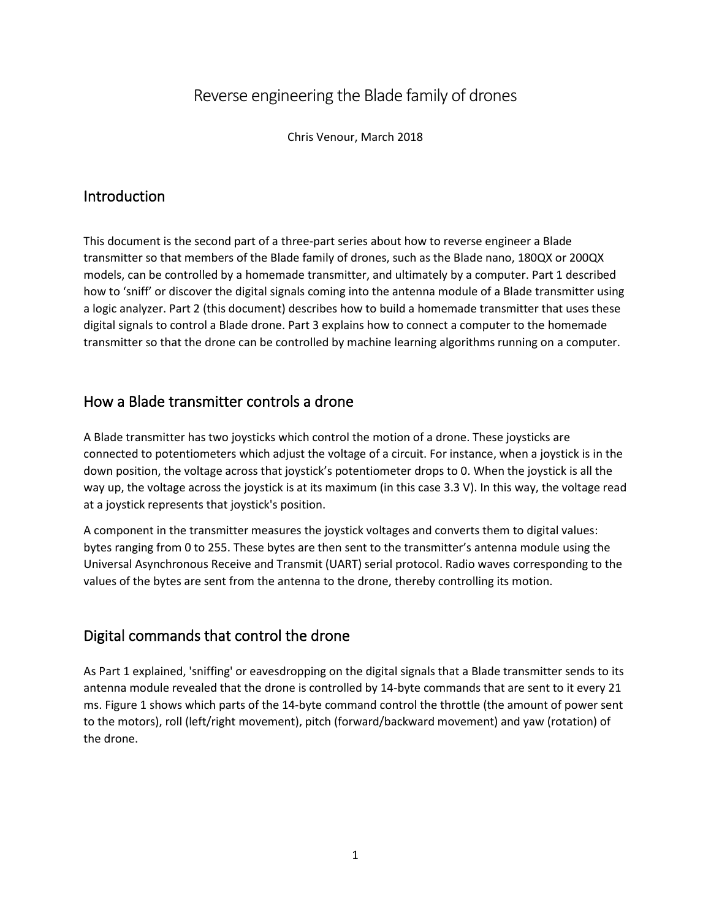# Reverse engineering the Blade family of drones

Chris Venour, March 2018

## Introduction

This document is the second part of a three-part series about how to reverse engineer a Blade transmitter so that members of the Blade family of drones, such as the Blade nano, 180QX or 200QX models, can be controlled by a homemade transmitter, and ultimately by a computer. Part 1 described how to 'sniff' or discover the digital signals coming into the antenna module of a Blade transmitter using a logic analyzer. Part 2 (this document) describes how to build a homemade transmitter that uses these digital signals to control a Blade drone. Part 3 explains how to connect a computer to the homemade transmitter so that the drone can be controlled by machine learning algorithms running on a computer.

## How a Blade transmitter controls a drone

A Blade transmitter has two joysticks which control the motion of a drone. These joysticks are connected to potentiometers which adjust the voltage of a circuit. For instance, when a joystick is in the down position, the voltage across that joystick's potentiometer drops to 0. When the joystick is all the way up, the voltage across the joystick is at its maximum (in this case 3.3 V). In this way, the voltage read at a joystick represents that joystick's position.

A component in the transmitter measures the joystick voltages and converts them to digital values: bytes ranging from 0 to 255. These bytes are then sent to the transmitter's antenna module using the Universal Asynchronous Receive and Transmit (UART) serial protocol. Radio waves corresponding to the values of the bytes are sent from the antenna to the drone, thereby controlling its motion.

## Digital commands that control the drone

As Part 1 explained, 'sniffing' or eavesdropping on the digital signals that a Blade transmitter sends to its antenna module revealed that the drone is controlled by 14-byte commands that are sent to it every 21 ms. Figure 1 shows which parts of the 14-byte command control the throttle (the amount of power sent to the motors), roll (left/right movement), pitch (forward/backward movement) and yaw (rotation) of the drone.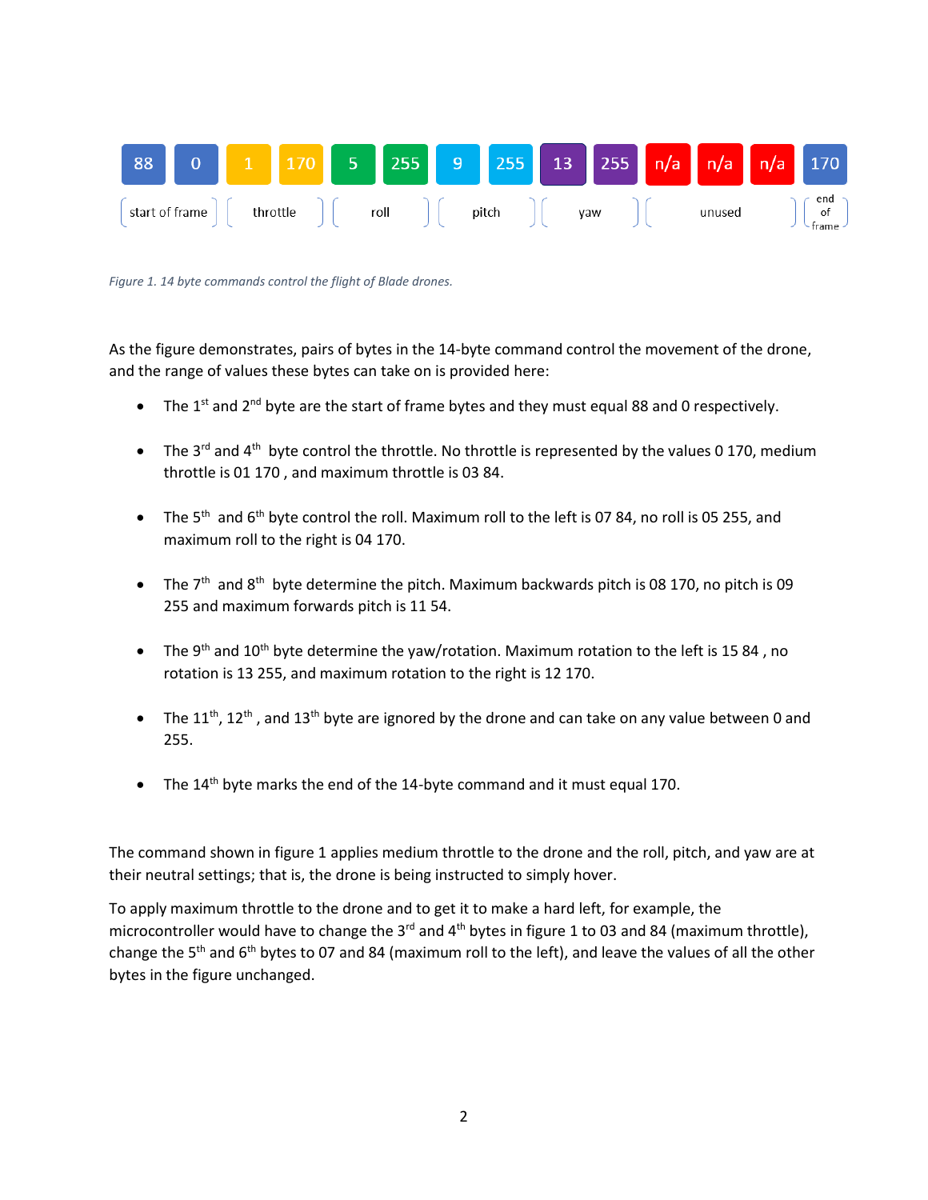| 88 | 0 | 1 | 170 | 5 | 255 | 9 | 255 | 13 | 255 | n/a | n/a | n/a | 170 |
|---|---|---|---|---|---|---|---|---|---|---|---|---|---|
| start of frame | | throttle | | roll | | pitch | | yaw | | unused | | | end of frame |

*Figure 1. 14 byte commands control the flight of Blade drones.*

As the figure demonstrates, pairs of bytes in the 14-byte command control the movement of the drone, and the range of values these bytes can take on is provided here:

- The 1st and 2nd byte are the start of frame bytes and they must equal 88 and 0 respectively.
- The 3rd and 4th byte control the throttle. No throttle is represented by the values 0 170, medium throttle is 01 170 , and maximum throttle is 03 84.
- The 5th and 6th byte control the roll. Maximum roll to the left is 07 84, no roll is 05 255, and maximum roll to the right is 04 170.
- The 7th and 8th byte determine the pitch. Maximum backwards pitch is 08 170, no pitch is 09 255 and maximum forwards pitch is 11 54.
- The 9th and 10th byte determine the yaw/rotation. Maximum rotation to the left is 15 84 , no rotation is 13 255, and maximum rotation to the right is 12 170.
- The 11th, 12th , and 13th byte are ignored by the drone and can take on any value between 0 and 255.
- The 14th byte marks the end of the 14-byte command and it must equal 170.

The command shown in figure 1 applies medium throttle to the drone and the roll, pitch, and yaw are at their neutral settings; that is, the drone is being instructed to simply hover.

To apply maximum throttle to the drone and to get it to make a hard left, for example, the microcontroller would have to change the 3rd and 4th bytes in figure 1 to 03 and 84 (maximum throttle), change the 5th and 6th bytes to 07 and 84 (maximum roll to the left), and leave the values of all the other bytes in the figure unchanged.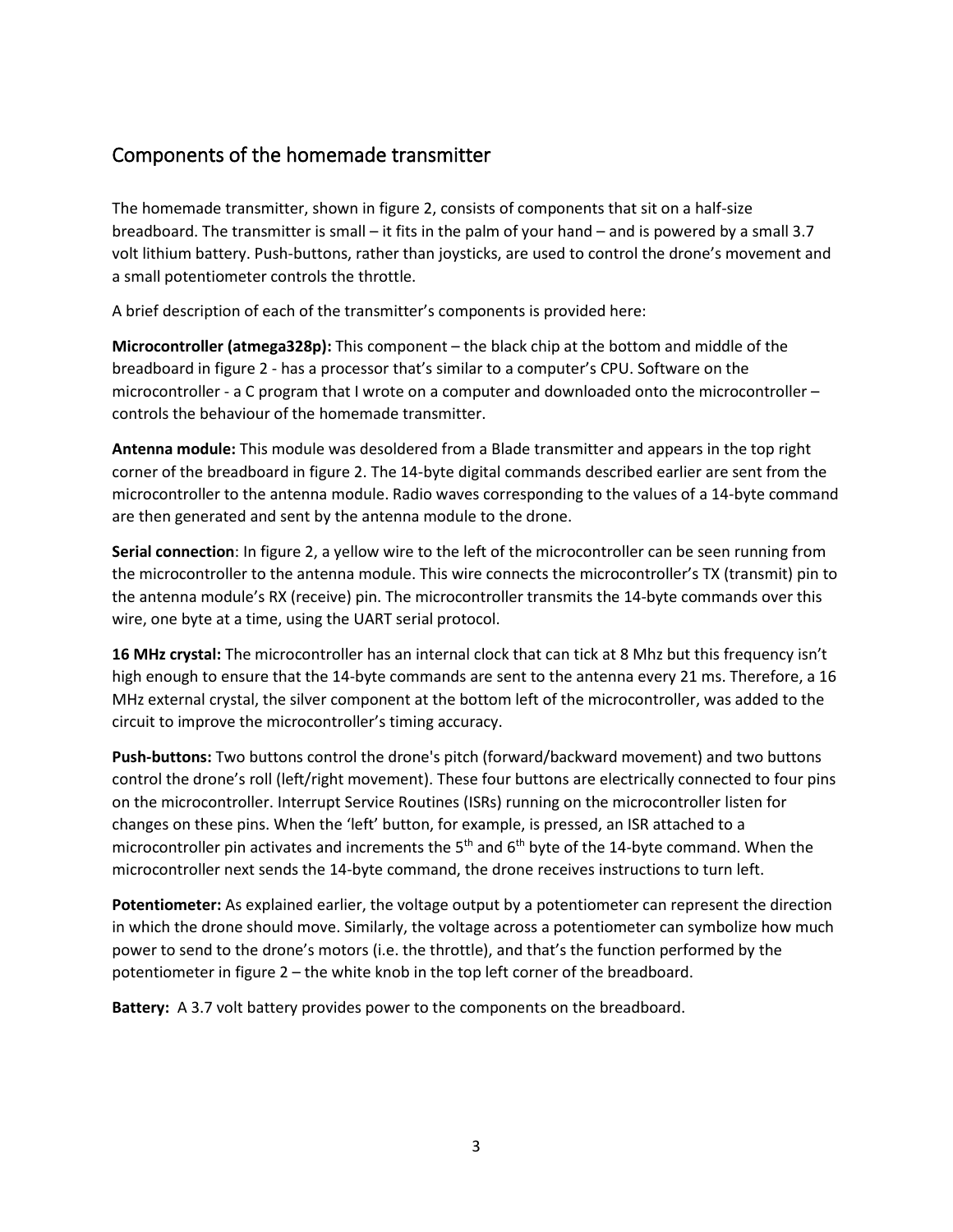## Components of the homemade transmitter

The homemade transmitter, shown in figure 2, consists of components that sit on a half-size breadboard. The transmitter is small – it fits in the palm of your hand – and is powered by a small 3.7 volt lithium battery. Push-buttons, rather than joysticks, are used to control the drone's movement and a small potentiometer controls the throttle.

A brief description of each of the transmitter's components is provided here:

**Microcontroller (atmega328p):** This component – the black chip at the bottom and middle of the breadboard in figure 2 - has a processor that's similar to a computer's CPU. Software on the microcontroller - a C program that I wrote on a computer and downloaded onto the microcontroller – controls the behaviour of the homemade transmitter.

**Antenna module:** This module was desoldered from a Blade transmitter and appears in the top right corner of the breadboard in figure 2. The 14-byte digital commands described earlier are sent from the microcontroller to the antenna module. Radio waves corresponding to the values of a 14-byte command are then generated and sent by the antenna module to the drone.

**Serial connection**: In figure 2, a yellow wire to the left of the microcontroller can be seen running from the microcontroller to the antenna module. This wire connects the microcontroller's TX (transmit) pin to the antenna module's RX (receive) pin. The microcontroller transmits the 14-byte commands over this wire, one byte at a time, using the UART serial protocol.

**16 MHz crystal:** The microcontroller has an internal clock that can tick at 8 Mhz but this frequency isn't high enough to ensure that the 14-byte commands are sent to the antenna every 21 ms. Therefore, a 16 MHz external crystal, the silver component at the bottom left of the microcontroller, was added to the circuit to improve the microcontroller's timing accuracy.

**Push-buttons:** Two buttons control the drone's pitch (forward/backward movement) and two buttons control the drone's roll (left/right movement). These four buttons are electrically connected to four pins on the microcontroller. Interrupt Service Routines (ISRs) running on the microcontroller listen for changes on these pins. When the 'left' button, for example, is pressed, an ISR attached to a microcontroller pin activates and increments the 5$^{th}$ and 6$^{th}$ byte of the 14-byte command. When the microcontroller next sends the 14-byte command, the drone receives instructions to turn left.

**Potentiometer:** As explained earlier, the voltage output by a potentiometer can represent the direction in which the drone should move. Similarly, the voltage across a potentiometer can symbolize how much power to send to the drone's motors (i.e. the throttle), and that's the function performed by the potentiometer in figure 2 – the white knob in the top left corner of the breadboard.

**Battery:** A 3.7 volt battery provides power to the components on the breadboard.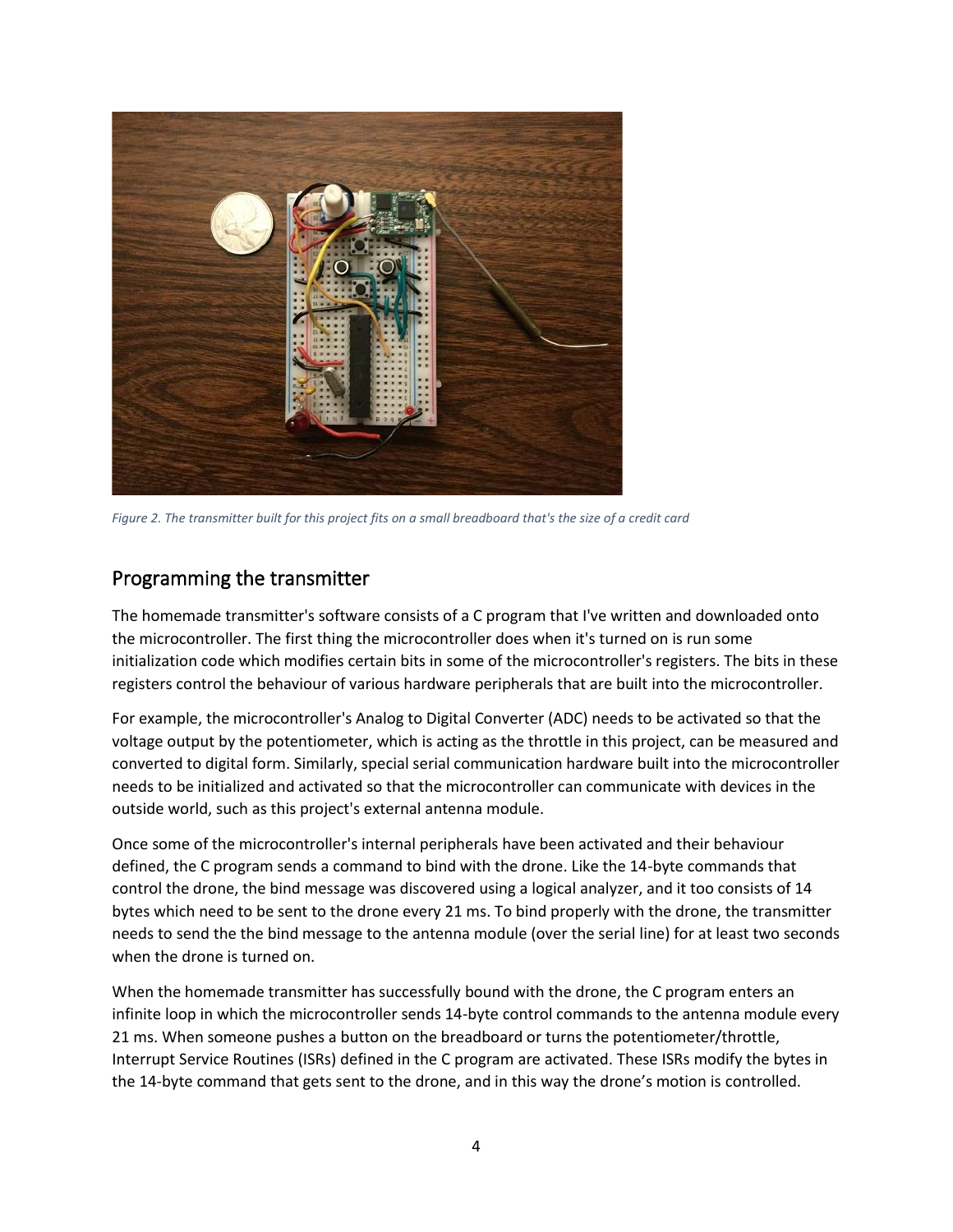Figure 2. The transmitter built for this project fits on a small breadboard that's the size of a credit card

## Programming the transmitter

The homemade transmitter's software consists of a C program that I've written and downloaded onto the microcontroller. The first thing the microcontroller does when it's turned on is run some initialization code which modifies certain bits in some of the microcontroller's registers. The bits in these registers control the behaviour of various hardware peripherals that are built into the microcontroller.

For example, the microcontroller's Analog to Digital Converter (ADC) needs to be activated so that the voltage output by the potentiometer, which is acting as the throttle in this project, can be measured and converted to digital form. Similarly, special serial communication hardware built into the microcontroller needs to be initialized and activated so that the microcontroller can communicate with devices in the outside world, such as this project's external antenna module.

Once some of the microcontroller's internal peripherals have been activated and their behaviour defined, the C program sends a command to bind with the drone. Like the 14-byte commands that control the drone, the bind message was discovered using a logical analyzer, and it too consists of 14 bytes which need to be sent to the drone every 21 ms. To bind properly with the drone, the transmitter needs to send the the bind message to the antenna module (over the serial line) for at least two seconds when the drone is turned on.

When the homemade transmitter has successfully bound with the drone, the C program enters an infinite loop in which the microcontroller sends 14-byte control commands to the antenna module every 21 ms. When someone pushes a button on the breadboard or turns the potentiometer/throttle, Interrupt Service Routines (ISRs) defined in the C program are activated. These ISRs modify the bytes in the 14-byte command that gets sent to the drone, and in this way the drone's motion is controlled.